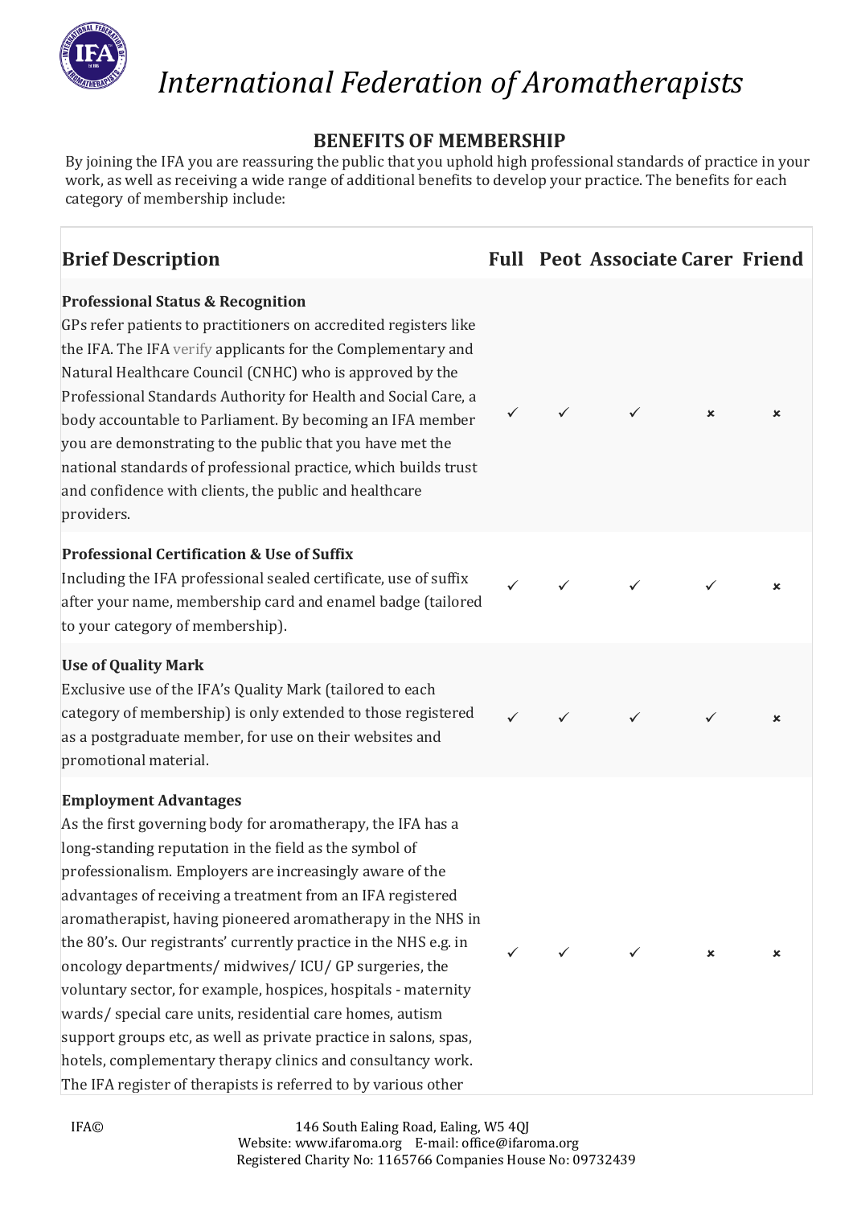# *International Federation of Aromatherapists*

## BENEFITS OF MEMBERSHIP

By joining the IFA you are reassuring the public that you uphold high professional standards of practice in your work, as well as receiving a wide range of additional benefits to develop your practice. The benefits for each category of membership include:

| Brief Description | Full | Peot | Associate | Carer | Friend |
|---|---|---|---|---|---|
| **Professional Status & Recognition**<br>GPs refer patients to practitioners on accredited registers like the IFA. The IFA verify applicants for the Complementary and Natural Healthcare Council (CNHC) who is approved by the Professional Standards Authority for Health and Social Care, a body accountable to Parliament. By becoming an IFA member you are demonstrating to the public that you have met the national standards of professional practice, which builds trust and confidence with clients, the public and healthcare providers. | ✓ | ✓ | ✓ | × | × |
| **Professional Certification & Use of Suffix**<br>Including the IFA professional sealed certificate, use of suffix after your name, membership card and enamel badge (tailored to your category of membership). | ✓ | ✓ | ✓ | ✓ | × |
| **Use of Quality Mark**<br>Exclusive use of the IFA's Quality Mark (tailored to each category of membership) is only extended to those registered as a postgraduate member, for use on their websites and promotional material. | ✓ | ✓ | ✓ | ✓ | × |
| **Employment Advantages**<br>As the first governing body for aromatherapy, the IFA has a long-standing reputation in the field as the symbol of professionalism. Employers are increasingly aware of the advantages of receiving a treatment from an IFA registered aromatherapist, having pioneered aromatherapy in the NHS in the 80's. Our registrants' currently practice in the NHS e.g. in oncology departments/ midwives/ ICU/ GP surgeries, the voluntary sector, for example, hospices, hospitals - maternity wards/ special care units, residential care homes, autism support groups etc, as well as private practice in salons, spas, hotels, complementary therapy clinics and consultancy work. The IFA register of therapists is referred to by various other | ✓ | ✓ | ✓ | × | × |

IFA© 146 South Ealing Road, Ealing, W5 4QJ
Website: www.ifaroma.org E-mail: office@ifaroma.org
Registered Charity No: 1165766 Companies House No: 09732439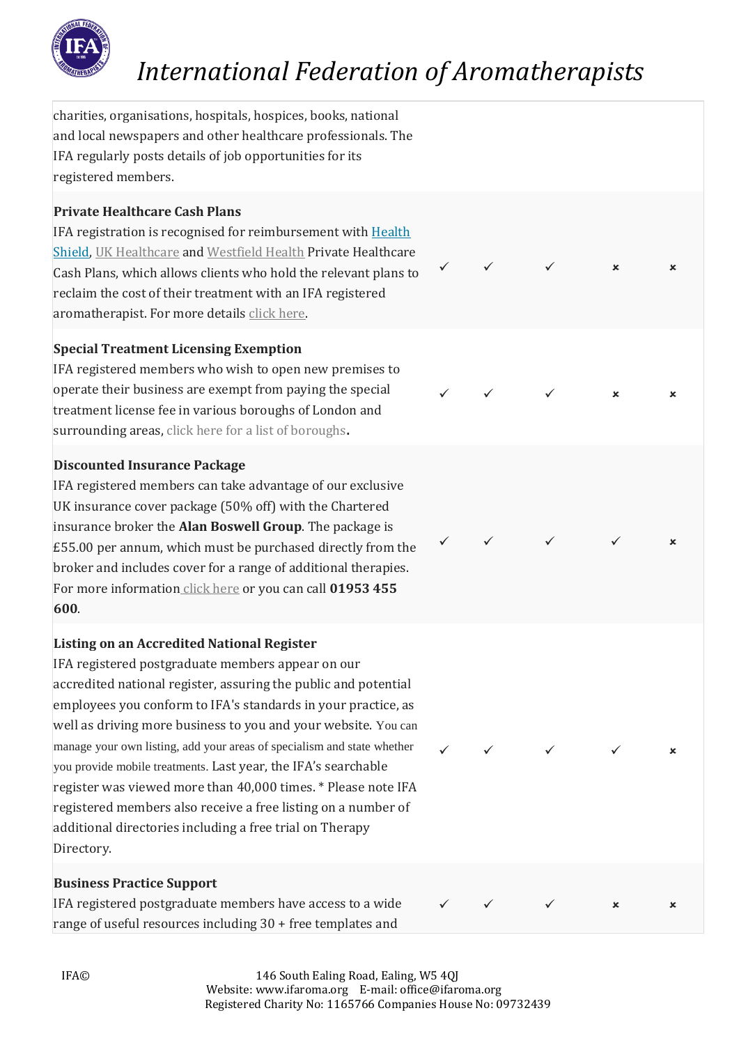| | | | | | |
|---|---|---|---|---|---|
| charities, organisations, hospitals, hospices, books, national and local newspapers and other healthcare professionals. The IFA regularly posts details of job opportunities for its registered members. | | | | | |
| **Private Healthcare Cash Plans**<br>IFA registration is recognised for reimbursement with Health Shield, UK Healthcare and Westfield Health Private Healthcare Cash Plans, which allows clients who hold the relevant plans to reclaim the cost of their treatment with an IFA registered aromatherapist. For more details click here. | ✓ | ✓ | ✓ | × | × |
| **Special Treatment Licensing Exemption**<br>IFA registered members who wish to open new premises to operate their business are exempt from paying the special treatment license fee in various boroughs of London and surrounding areas, click here for a list of boroughs. | ✓ | ✓ | ✓ | × | × |
| **Discounted Insurance Package**<br>IFA registered members can take advantage of our exclusive UK insurance cover package (50% off) with the Chartered insurance broker the **Alan Boswell Group**. The package is £55.00 per annum, which must be purchased directly from the broker and includes cover for a range of additional therapies. For more information click here or you can call **01953 455 600**. | ✓ | ✓ | ✓ | ✓ | × |
| **Listing on an Accredited National Register**<br>IFA registered postgraduate members appear on our accredited national register, assuring the public and potential employees you conform to IFA's standards in your practice, as well as driving more business to you and your website. You can manage your own listing, add your areas of specialism and state whether you provide mobile treatments. Last year, the IFA's searchable register was viewed more than 40,000 times. * Please note IFA registered members also receive a free listing on a number of additional directories including a free trial on Therapy Directory. | ✓ | ✓ | ✓ | ✓ | × |
| **Business Practice Support**<br>IFA registered postgraduate members have access to a wide range of useful resources including 30 + free templates and | ✓ | ✓ | ✓ | × | × |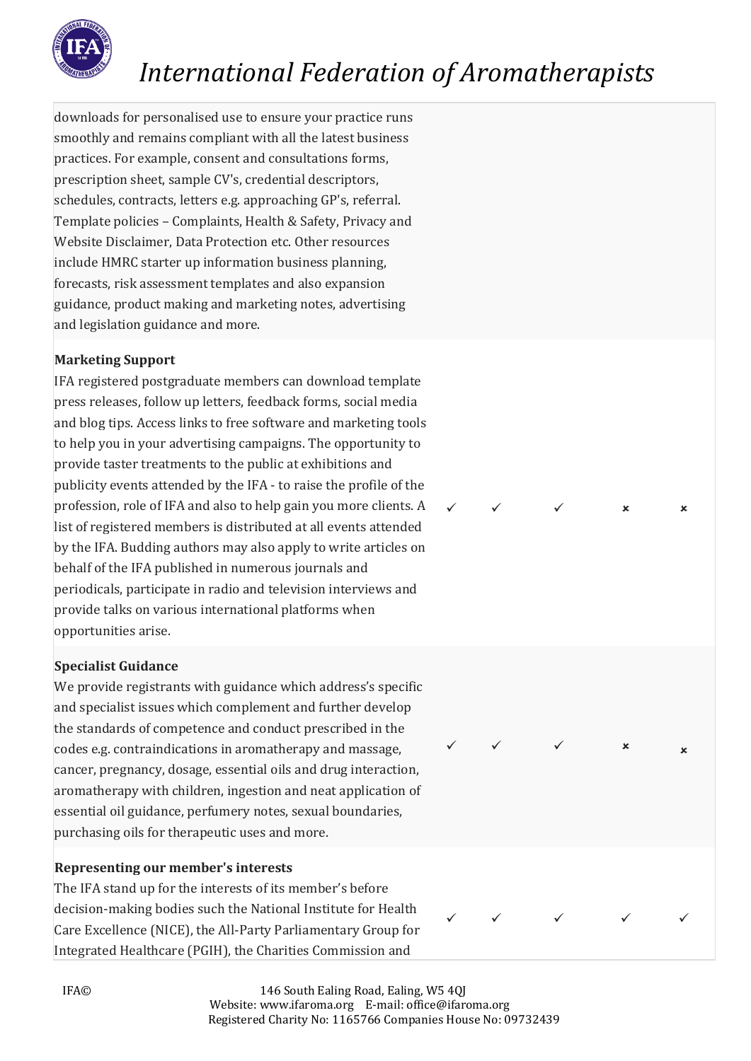| | | | | | |
|---|---|---|---|---|---|
| downloads for personalised use to ensure your practice runs smoothly and remains compliant with all the latest business practices. For example, consent and consultations forms, prescription sheet, sample CV's, credential descriptors, schedules, contracts, letters e.g. approaching GP's, referral. Template policies – Complaints, Health & Safety, Privacy and Website Disclaimer, Data Protection etc. Other resources include HMRC starter up information business planning, forecasts, risk assessment templates and also expansion guidance, product making and marketing notes, advertising and legislation guidance and more. | | | | | |
| **Marketing Support**<br>IFA registered postgraduate members can download template press releases, follow up letters, feedback forms, social media and blog tips. Access links to free software and marketing tools to help you in your advertising campaigns. The opportunity to provide taster treatments to the public at exhibitions and publicity events attended by the IFA - to raise the profile of the profession, role of IFA and also to help gain you more clients. A list of registered members is distributed at all events attended by the IFA. Budding authors may also apply to write articles on behalf of the IFA published in numerous journals and periodicals, participate in radio and television interviews and provide talks on various international platforms when opportunities arise. | ✓ | ✓ | ✓ | × | × |
| **Specialist Guidance**<br>We provide registrants with guidance which address's specific and specialist issues which complement and further develop the standards of competence and conduct prescribed in the codes e.g. contraindications in aromatherapy and massage, cancer, pregnancy, dosage, essential oils and drug interaction, aromatherapy with children, ingestion and neat application of essential oil guidance, perfumery notes, sexual boundaries, purchasing oils for therapeutic uses and more. | ✓ | ✓ | ✓ | × | × |
| **Representing our member's interests**<br>The IFA stand up for the interests of its member's before decision-making bodies such the National Institute for Health Care Excellence (NICE), the All-Party Parliamentary Group for Integrated Healthcare (PGIH), the Charities Commission and | ✓ | ✓ | ✓ | ✓ | ✓ |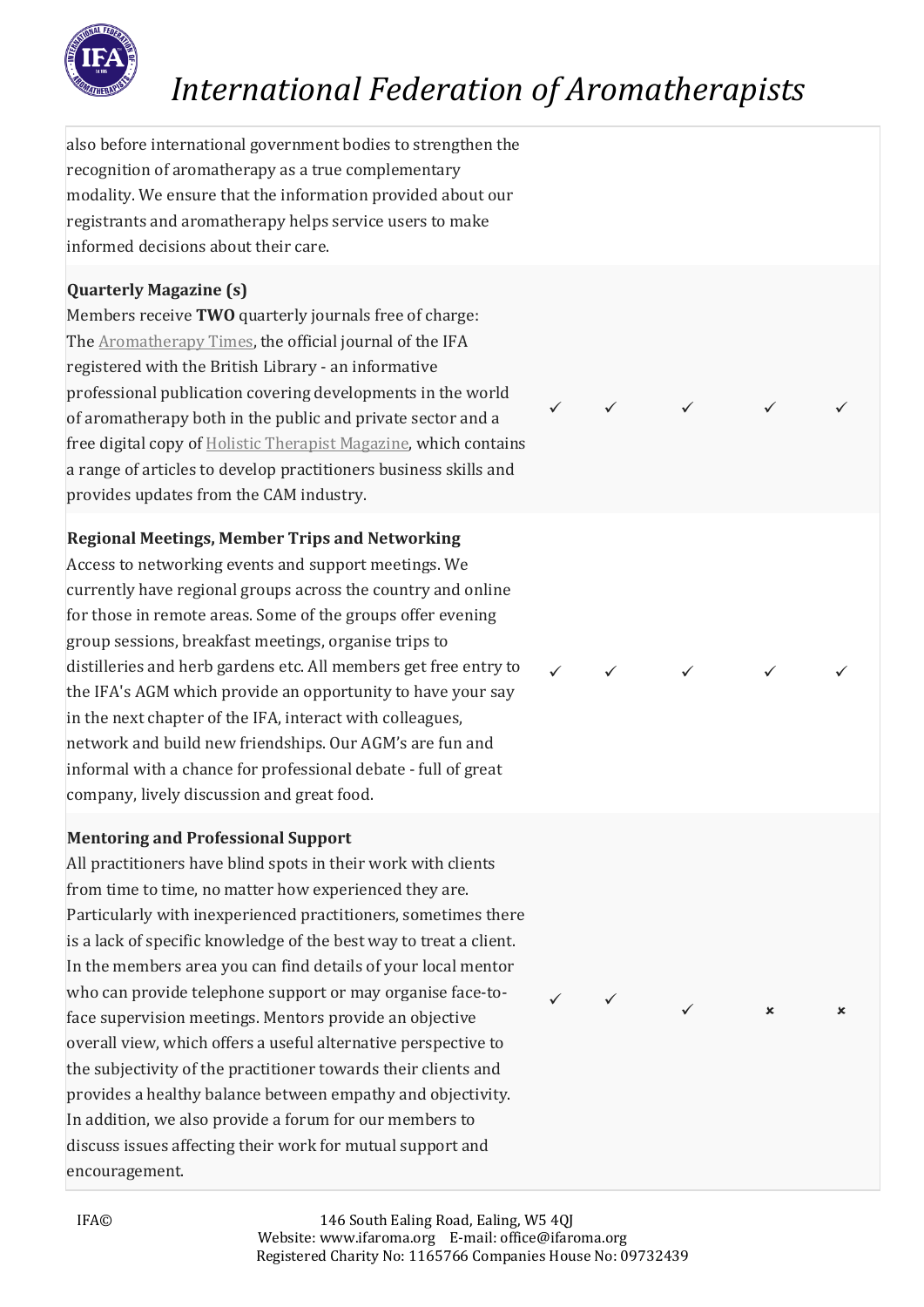| | | | | | |
|---|---|---|---|---|---|
| also before international government bodies to strengthen the recognition of aromatherapy as a true complementary modality. We ensure that the information provided about our registrants and aromatherapy helps service users to make informed decisions about their care. | | | | | |
| **Quarterly Magazine (s)**<br>Members receive **TWO** quarterly journals free of charge: The Aromatherapy Times, the official journal of the IFA registered with the British Library - an informative professional publication covering developments in the world of aromatherapy both in the public and private sector and a free digital copy of Holistic Therapist Magazine, which contains a range of articles to develop practitioners business skills and provides updates from the CAM industry. | ✓ | ✓ | ✓ | ✓ | ✓ |
| **Regional Meetings, Member Trips and Networking**<br>Access to networking events and support meetings. We currently have regional groups across the country and online for those in remote areas. Some of the groups offer evening group sessions, breakfast meetings, organise trips to distilleries and herb gardens etc. All members get free entry to the IFA's AGM which provide an opportunity to have your say in the next chapter of the IFA, interact with colleagues, network and build new friendships. Our AGM's are fun and informal with a chance for professional debate - full of great company, lively discussion and great food. | ✓ | ✓ | ✓ | ✓ | ✓ |
| **Mentoring and Professional Support**<br>All practitioners have blind spots in their work with clients from time to time, no matter how experienced they are. Particularly with inexperienced practitioners, sometimes there is a lack of specific knowledge of the best way to treat a client. In the members area you can find details of your local mentor who can provide telephone support or may organise face-to-face supervision meetings. Mentors provide an objective overall view, which offers a useful alternative perspective to the subjectivity of the practitioner towards their clients and provides a healthy balance between empathy and objectivity. In addition, we also provide a forum for our members to discuss issues affecting their work for mutual support and encouragement. | ✓ | ✓ | ✓ | × | × |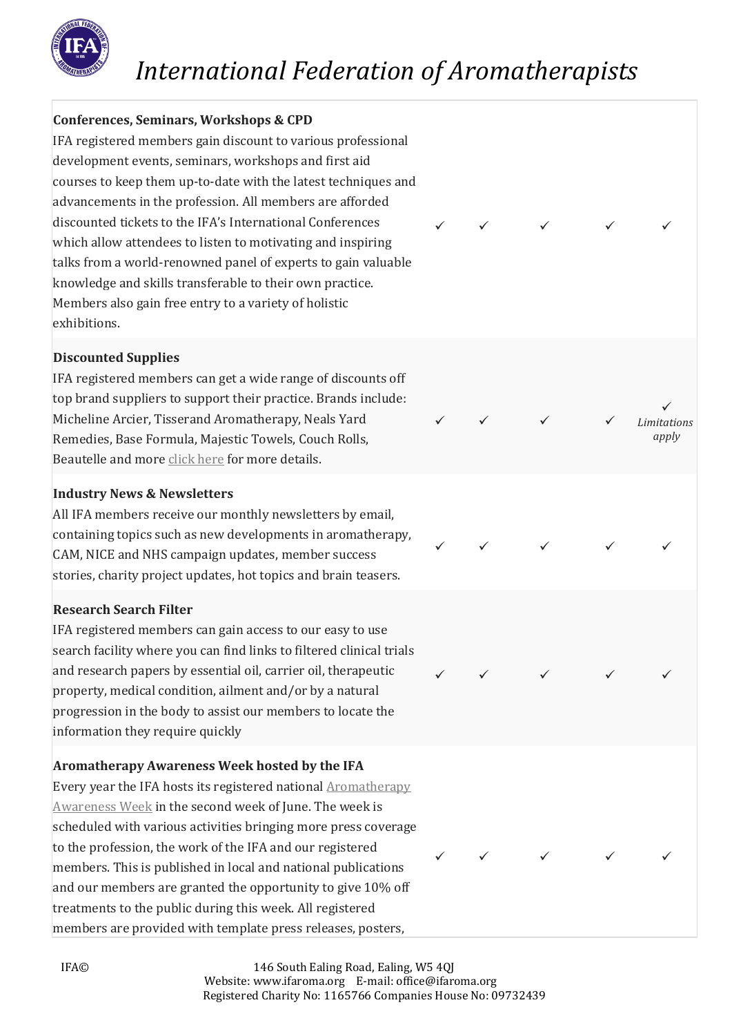# International Federation of Aromatherapists

| | | | | | |
|---|---|---|---|---|---|
| **Conferences, Seminars, Workshops & CPD**<br>IFA registered members gain discount to various professional development events, seminars, workshops and first aid courses to keep them up-to-date with the latest techniques and advancements in the profession. All members are afforded discounted tickets to the IFA's International Conferences which allow attendees to listen to motivating and inspiring talks from a world-renowned panel of experts to gain valuable knowledge and skills transferable to their own practice. Members also gain free entry to a variety of holistic exhibitions. | ✓ | ✓ | ✓ | ✓ | ✓ |
| **Discounted Supplies**<br>IFA registered members can get a wide range of discounts off top brand suppliers to support their practice. Brands include: Micheline Arcier, Tisserand Aromatherapy, Neals Yard Remedies, Base Formula, Majestic Towels, Couch Rolls, Beautelle and more click here for more details. | ✓ | ✓ | ✓ | ✓ | ✓ *Limitations apply* |
| **Industry News & Newsletters**<br>All IFA members receive our monthly newsletters by email, containing topics such as new developments in aromatherapy, CAM, NICE and NHS campaign updates, member success stories, charity project updates, hot topics and brain teasers. | ✓ | ✓ | ✓ | ✓ | ✓ |
| **Research Search Filter**<br>IFA registered members can gain access to our easy to use search facility where you can find links to filtered clinical trials and research papers by essential oil, carrier oil, therapeutic property, medical condition, ailment and/or by a natural progression in the body to assist our members to locate the information they require quickly | ✓ | ✓ | ✓ | ✓ | ✓ |
| **Aromatherapy Awareness Week hosted by the IFA**<br>Every year the IFA hosts its registered national Aromatherapy Awareness Week in the second week of June. The week is scheduled with various activities bringing more press coverage to the profession, the work of the IFA and our registered members. This is published in local and national publications and our members are granted the opportunity to give 10% off treatments to the public during this week. All registered members are provided with template press releases, posters, | ✓ | ✓ | ✓ | ✓ | ✓ |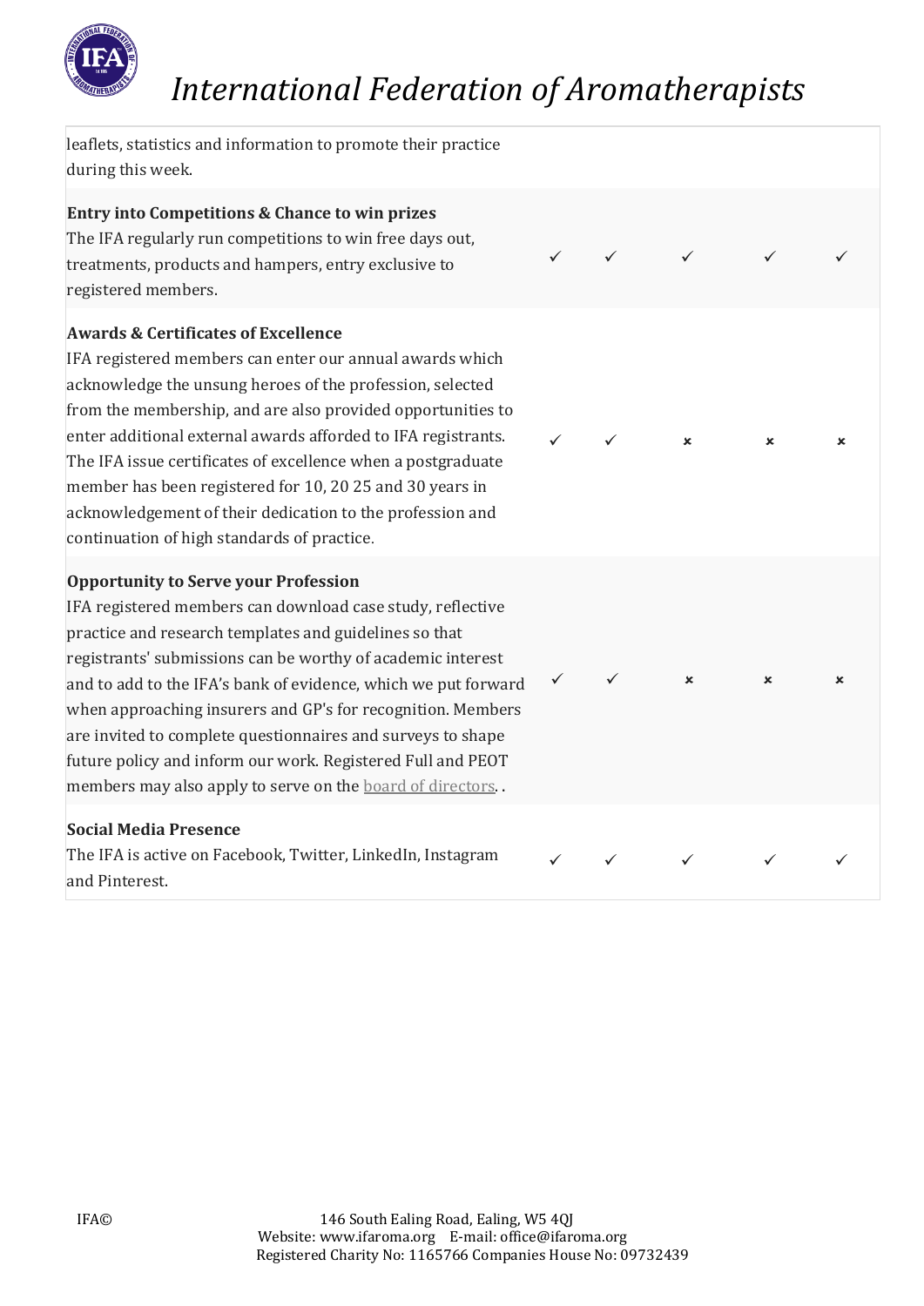| | | | | | |
|---|---|---|---|---|---|
| leaflets, statistics and information to promote their practice during this week. | | | | | |
| **Entry into Competitions & Chance to win prizes**<br>The IFA regularly run competitions to win free days out, treatments, products and hampers, entry exclusive to registered members. | ✓ | ✓ | ✓ | ✓ | ✓ |
| **Awards & Certificates of Excellence**<br>IFA registered members can enter our annual awards which acknowledge the unsung heroes of the profession, selected from the membership, and are also provided opportunities to enter additional external awards afforded to IFA registrants. The IFA issue certificates of excellence when a postgraduate member has been registered for 10, 20 25 and 30 years in acknowledgement of their dedication to the profession and continuation of high standards of practice. | ✓ | ✓ | × | × | × |
| **Opportunity to Serve your Profession**<br>IFA registered members can download case study, reflective practice and research templates and guidelines so that registrants' submissions can be worthy of academic interest and to add to the IFA's bank of evidence, which we put forward when approaching insurers and GP's for recognition. Members are invited to complete questionnaires and surveys to shape future policy and inform our work. Registered Full and PEOT members may also apply to serve on the board of directors. . | ✓ | ✓ | × | × | × |
| **Social Media Presence**<br>The IFA is active on Facebook, Twitter, LinkedIn, Instagram and Pinterest. | ✓ | ✓ | ✓ | ✓ | ✓ |